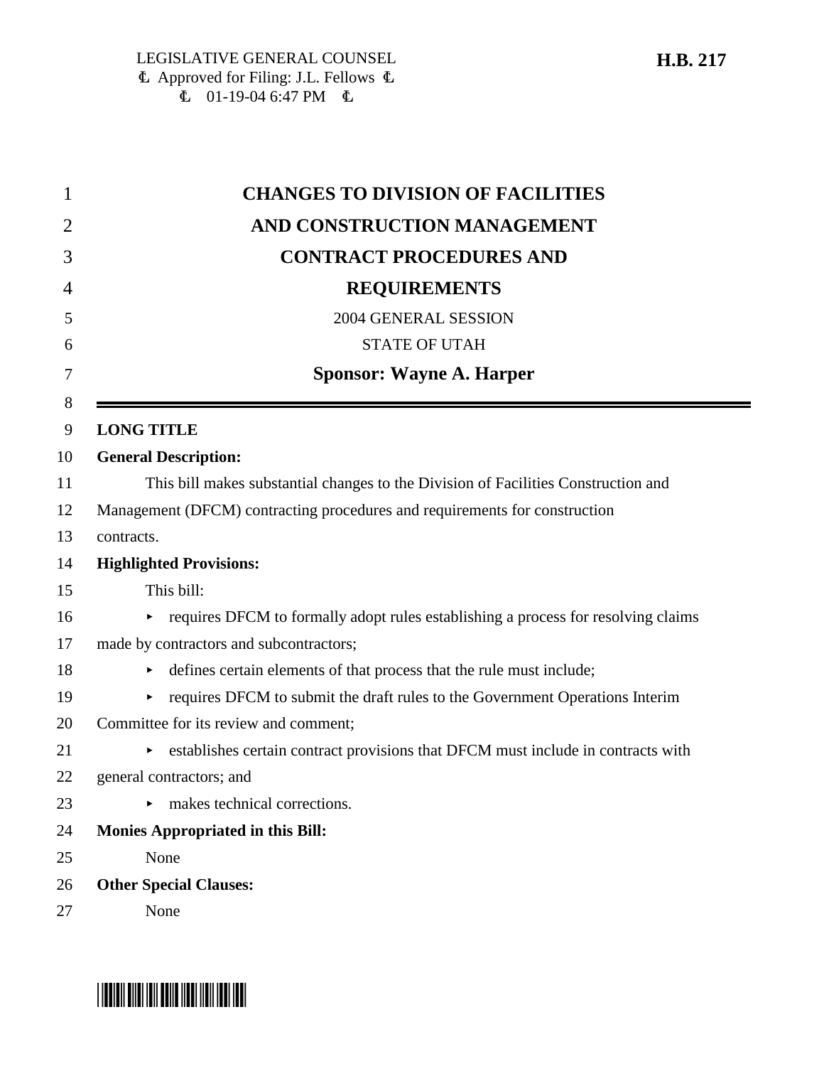LEGISLATIVE GENERAL COUNSEL
Ⓒ Approved for Filing: J.L. Fellows Ⓒ
Ⓒ 01-19-04 6:47 PM Ⓒ

**H.B. 217**

# CHANGES TO DIVISION OF FACILITIES AND CONSTRUCTION MANAGEMENT CONTRACT PROCEDURES AND REQUIREMENTS

2004 GENERAL SESSION

STATE OF UTAH

**Sponsor: Wayne A. Harper**

---

**LONG TITLE**

**General Description:**

This bill makes substantial changes to the Division of Facilities Construction and Management (DFCM) contracting procedures and requirements for construction contracts.

**Highlighted Provisions:**

This bill:

- requires DFCM to formally adopt rules establishing a process for resolving claims made by contractors and subcontractors;
- defines certain elements of that process that the rule must include;
- requires DFCM to submit the draft rules to the Government Operations Interim Committee for its review and comment;
- establishes certain contract provisions that DFCM must include in contracts with general contractors; and
- makes technical corrections.

**Monies Appropriated in this Bill:**

None

**Other Special Clauses:**

None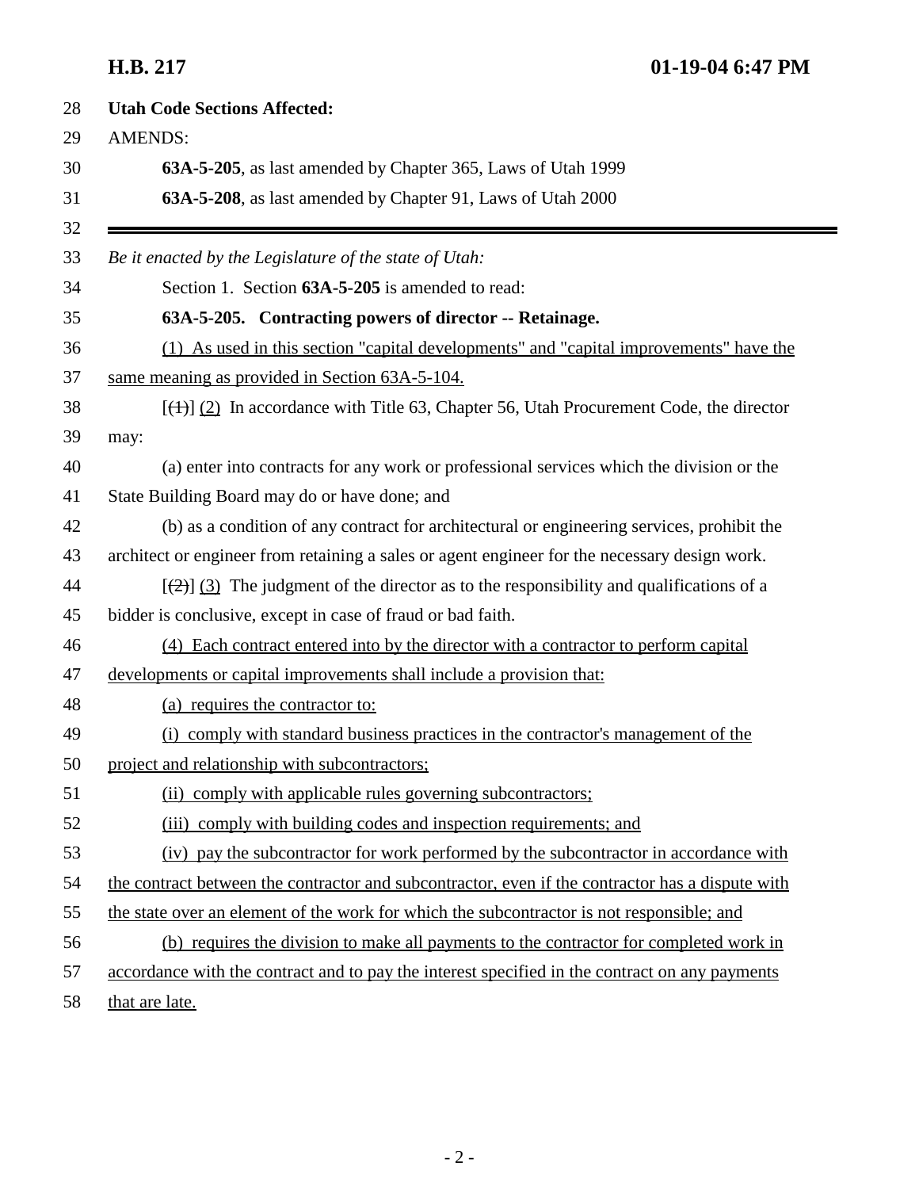**Utah Code Sections Affected:**

AMENDS:

**63A-5-205**, as last amended by Chapter 365, Laws of Utah 1999

**63A-5-208**, as last amended by Chapter 91, Laws of Utah 2000

---

*Be it enacted by the Legislature of the state of Utah:*

Section 1. Section **63A-5-205** is amended to read:

**63A-5-205. Contracting powers of director -- Retainage.**

(1) As used in this section "capital developments" and "capital improvements" have the same meaning as provided in Section 63A-5-104.

[~~(1)~~] (2) In accordance with Title 63, Chapter 56, Utah Procurement Code, the director may:

(a) enter into contracts for any work or professional services which the division or the State Building Board may do or have done; and

(b) as a condition of any contract for architectural or engineering services, prohibit the architect or engineer from retaining a sales or agent engineer for the necessary design work.

[~~(2)~~] (3) The judgment of the director as to the responsibility and qualifications of a bidder is conclusive, except in case of fraud or bad faith.

(4) Each contract entered into by the director with a contractor to perform capital developments or capital improvements shall include a provision that:

(a) requires the contractor to:

(i) comply with standard business practices in the contractor's management of the project and relationship with subcontractors;

(ii) comply with applicable rules governing subcontractors;

(iii) comply with building codes and inspection requirements; and

(iv) pay the subcontractor for work performed by the subcontractor in accordance with the contract between the contractor and subcontractor, even if the contractor has a dispute with the state over an element of the work for which the subcontractor is not responsible; and

(b) requires the division to make all payments to the contractor for completed work in accordance with the contract and to pay the interest specified in the contract on any payments that are late.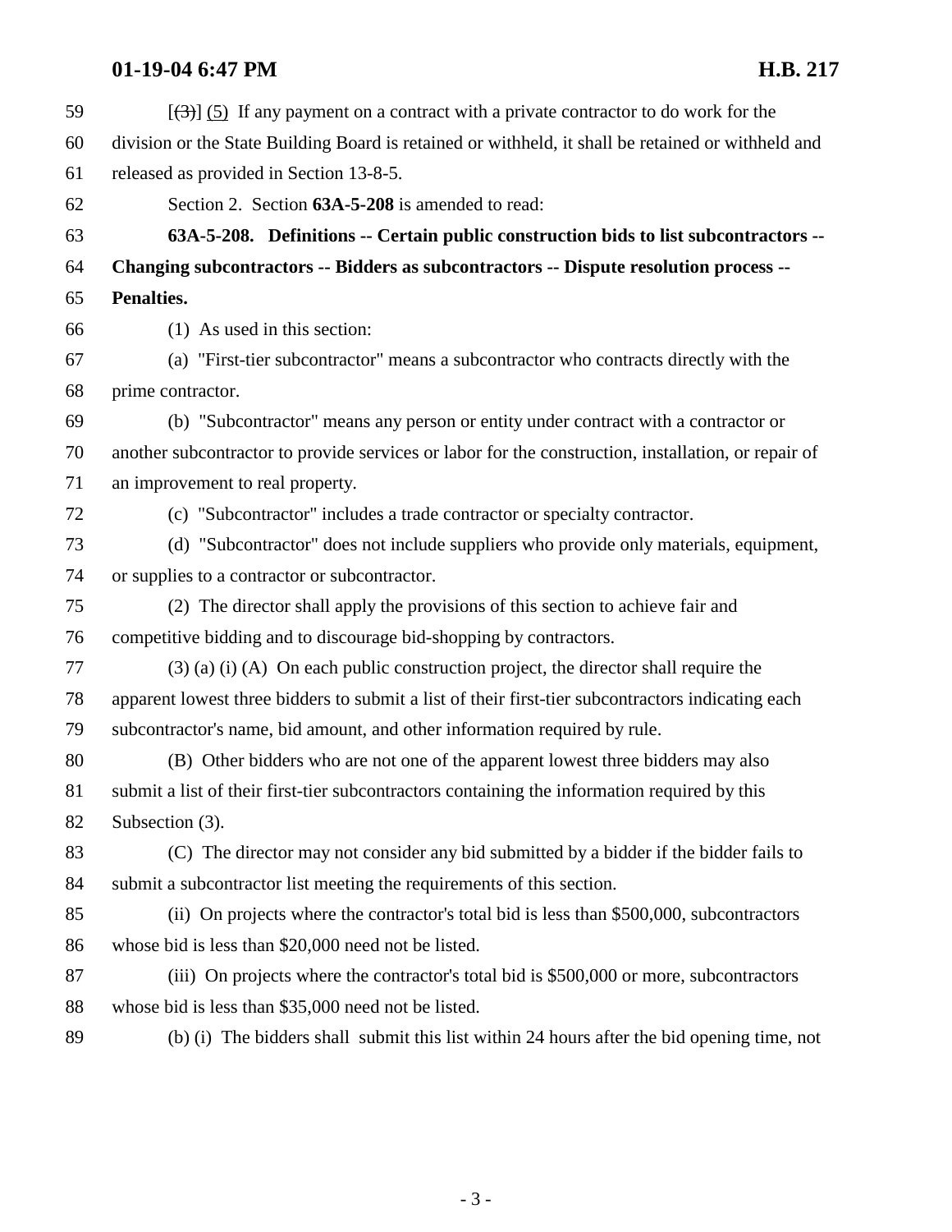[~~(3)~~] (5) If any payment on a contract with a private contractor to do work for the division or the State Building Board is retained or withheld, it shall be retained or withheld and released as provided in Section 13-8-5.

Section 2. Section **63A-5-208** is amended to read:

**63A-5-208. Definitions -- Certain public construction bids to list subcontractors -- Changing subcontractors -- Bidders as subcontractors -- Dispute resolution process -- Penalties.**

(1) As used in this section:

(a) "First-tier subcontractor" means a subcontractor who contracts directly with the prime contractor.

(b) "Subcontractor" means any person or entity under contract with a contractor or another subcontractor to provide services or labor for the construction, installation, or repair of an improvement to real property.

(c) "Subcontractor" includes a trade contractor or specialty contractor.

(d) "Subcontractor" does not include suppliers who provide only materials, equipment, or supplies to a contractor or subcontractor.

(2) The director shall apply the provisions of this section to achieve fair and competitive bidding and to discourage bid-shopping by contractors.

(3) (a) (i) (A) On each public construction project, the director shall require the apparent lowest three bidders to submit a list of their first-tier subcontractors indicating each subcontractor's name, bid amount, and other information required by rule.

(B) Other bidders who are not one of the apparent lowest three bidders may also submit a list of their first-tier subcontractors containing the information required by this Subsection (3).

(C) The director may not consider any bid submitted by a bidder if the bidder fails to submit a subcontractor list meeting the requirements of this section.

(ii) On projects where the contractor's total bid is less than $500,000, subcontractors whose bid is less than $20,000 need not be listed.

(iii) On projects where the contractor's total bid is $500,000 or more, subcontractors whose bid is less than $35,000 need not be listed.

(b) (i) The bidders shall submit this list within 24 hours after the bid opening time, not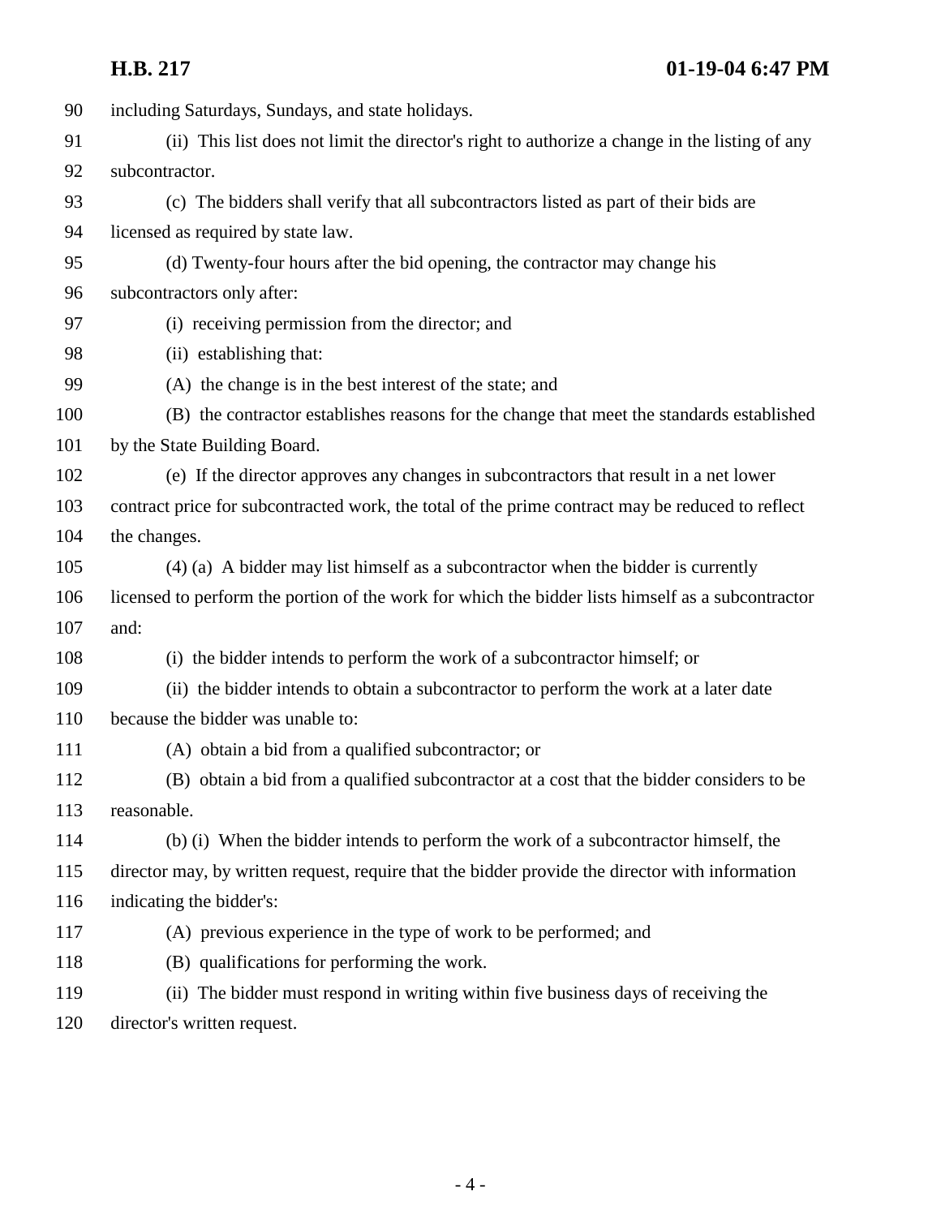including Saturdays, Sundays, and state holidays.

(ii) This list does not limit the director's right to authorize a change in the listing of any subcontractor.

(c) The bidders shall verify that all subcontractors listed as part of their bids are licensed as required by state law.

(d) Twenty-four hours after the bid opening, the contractor may change his subcontractors only after:

(i) receiving permission from the director; and

(ii) establishing that:

(A) the change is in the best interest of the state; and

(B) the contractor establishes reasons for the change that meet the standards established by the State Building Board.

(e) If the director approves any changes in subcontractors that result in a net lower contract price for subcontracted work, the total of the prime contract may be reduced to reflect the changes.

(4) (a) A bidder may list himself as a subcontractor when the bidder is currently licensed to perform the portion of the work for which the bidder lists himself as a subcontractor and:

(i) the bidder intends to perform the work of a subcontractor himself; or

(ii) the bidder intends to obtain a subcontractor to perform the work at a later date because the bidder was unable to:

(A) obtain a bid from a qualified subcontractor; or

(B) obtain a bid from a qualified subcontractor at a cost that the bidder considers to be reasonable.

(b) (i) When the bidder intends to perform the work of a subcontractor himself, the director may, by written request, require that the bidder provide the director with information indicating the bidder's:

(A) previous experience in the type of work to be performed; and

(B) qualifications for performing the work.

(ii) The bidder must respond in writing within five business days of receiving the director's written request.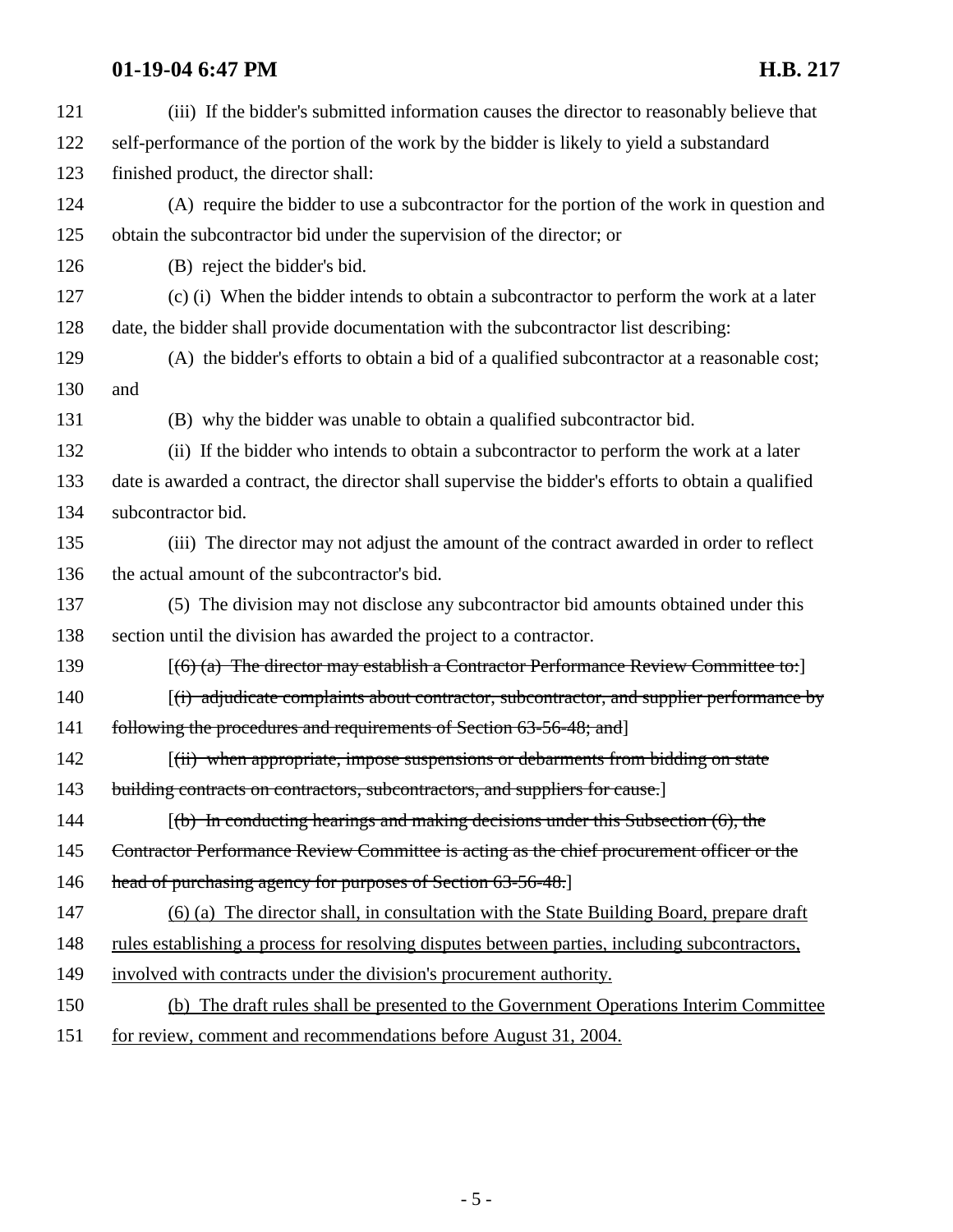121 (iii) If the bidder's submitted information causes the director to reasonably believe that
122 self-performance of the portion of the work by the bidder is likely to yield a substandard
123 finished product, the director shall:

124 (A) require the bidder to use a subcontractor for the portion of the work in question and
125 obtain the subcontractor bid under the supervision of the director; or

126 (B) reject the bidder's bid.

127 (c) (i) When the bidder intends to obtain a subcontractor to perform the work at a later
128 date, the bidder shall provide documentation with the subcontractor list describing:

129 (A) the bidder's efforts to obtain a bid of a qualified subcontractor at a reasonable cost;
130 and

131 (B) why the bidder was unable to obtain a qualified subcontractor bid.

132 (ii) If the bidder who intends to obtain a subcontractor to perform the work at a later
133 date is awarded a contract, the director shall supervise the bidder's efforts to obtain a qualified
134 subcontractor bid.

135 (iii) The director may not adjust the amount of the contract awarded in order to reflect
136 the actual amount of the subcontractor's bid.

137 (5) The division may not disclose any subcontractor bid amounts obtained under this
138 section until the division has awarded the project to a contractor.

139 [~~(6) (a) The director may establish a Contractor Performance Review Committee to:~~]

140 [~~(i) adjudicate complaints about contractor, subcontractor, and supplier performance by~~
141 ~~following the procedures and requirements of Section 63-56-48; and~~]

142 [~~(ii) when appropriate, impose suspensions or debarments from bidding on state~~
143 ~~building contracts on contractors, subcontractors, and suppliers for cause.~~]

144 [~~(b) In conducting hearings and making decisions under this Subsection (6), the~~
145 ~~Contractor Performance Review Committee is acting as the chief procurement officer or the~~
146 ~~head of purchasing agency for purposes of Section 63-56-48.~~]

147 <u>(6) (a) The director shall, in consultation with the State Building Board, prepare draft</u>
148 <u>rules establishing a process for resolving disputes between parties, including subcontractors,</u>
149 <u>involved with contracts under the division's procurement authority.</u>

150 <u>(b) The draft rules shall be presented to the Government Operations Interim Committee</u>
151 <u>for review, comment and recommendations before August 31, 2004.</u>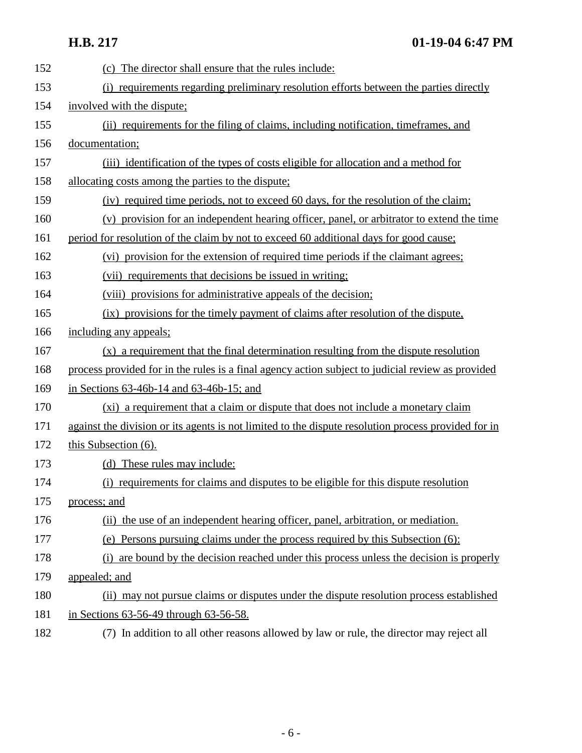(c) The director shall ensure that the rules include:

(i) requirements regarding preliminary resolution efforts between the parties directly involved with the dispute;

(ii) requirements for the filing of claims, including notification, timeframes, and documentation;

(iii) identification of the types of costs eligible for allocation and a method for allocating costs among the parties to the dispute;

(iv) required time periods, not to exceed 60 days, for the resolution of the claim;

(v) provision for an independent hearing officer, panel, or arbitrator to extend the time period for resolution of the claim by not to exceed 60 additional days for good cause;

(vi) provision for the extension of required time periods if the claimant agrees;

(vii) requirements that decisions be issued in writing;

(viii) provisions for administrative appeals of the decision;

(ix) provisions for the timely payment of claims after resolution of the dispute, including any appeals;

(x) a requirement that the final determination resulting from the dispute resolution process provided for in the rules is a final agency action subject to judicial review as provided in Sections 63-46b-14 and 63-46b-15; and

(xi) a requirement that a claim or dispute that does not include a monetary claim against the division or its agents is not limited to the dispute resolution process provided for in this Subsection (6).

(d) These rules may include:

(i) requirements for claims and disputes to be eligible for this dispute resolution process; and

(ii) the use of an independent hearing officer, panel, arbitration, or mediation.

(e) Persons pursuing claims under the process required by this Subsection (6):

(i) are bound by the decision reached under this process unless the decision is properly appealed; and

(ii) may not pursue claims or disputes under the dispute resolution process established in Sections 63-56-49 through 63-56-58.

(7) In addition to all other reasons allowed by law or rule, the director may reject all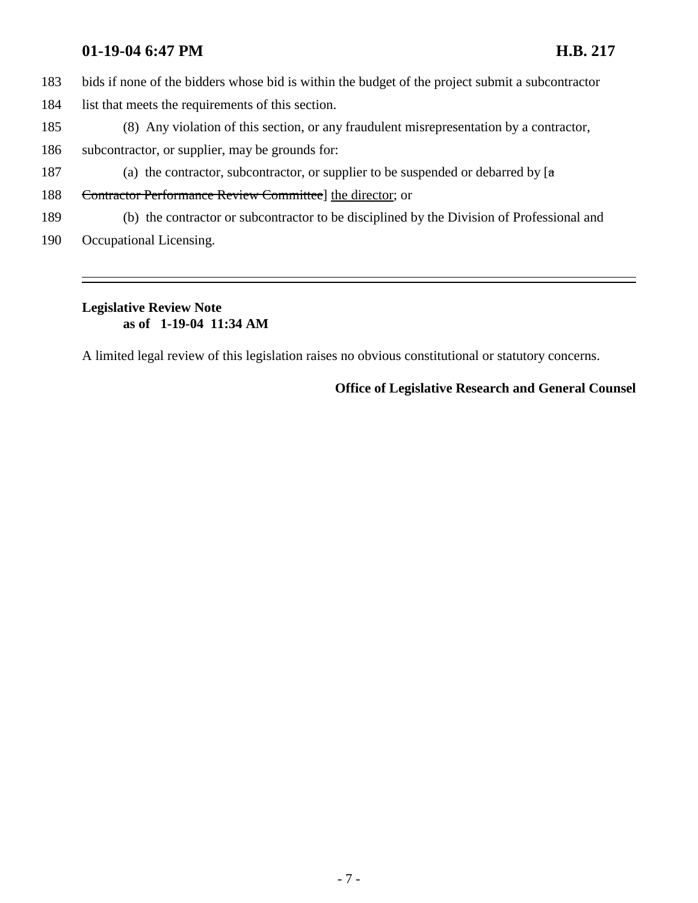183 bids if none of the bidders whose bid is within the budget of the project submit a subcontractor

184 list that meets the requirements of this section.

185 (8) Any violation of this section, or any fraudulent misrepresentation by a contractor,

186 subcontractor, or supplier, may be grounds for:

187 (a) the contractor, subcontractor, or supplier to be suspended or debarred by [~~a~~

188 ~~Contractor Performance Review Committee~~] <u>the director</u>; or

189 (b) the contractor or subcontractor to be disciplined by the Division of Professional and

190 Occupational Licensing.

---

**Legislative Review Note**
**as of 1-19-04 11:34 AM**

A limited legal review of this legislation raises no obvious constitutional or statutory concerns.

**Office of Legislative Research and General Counsel**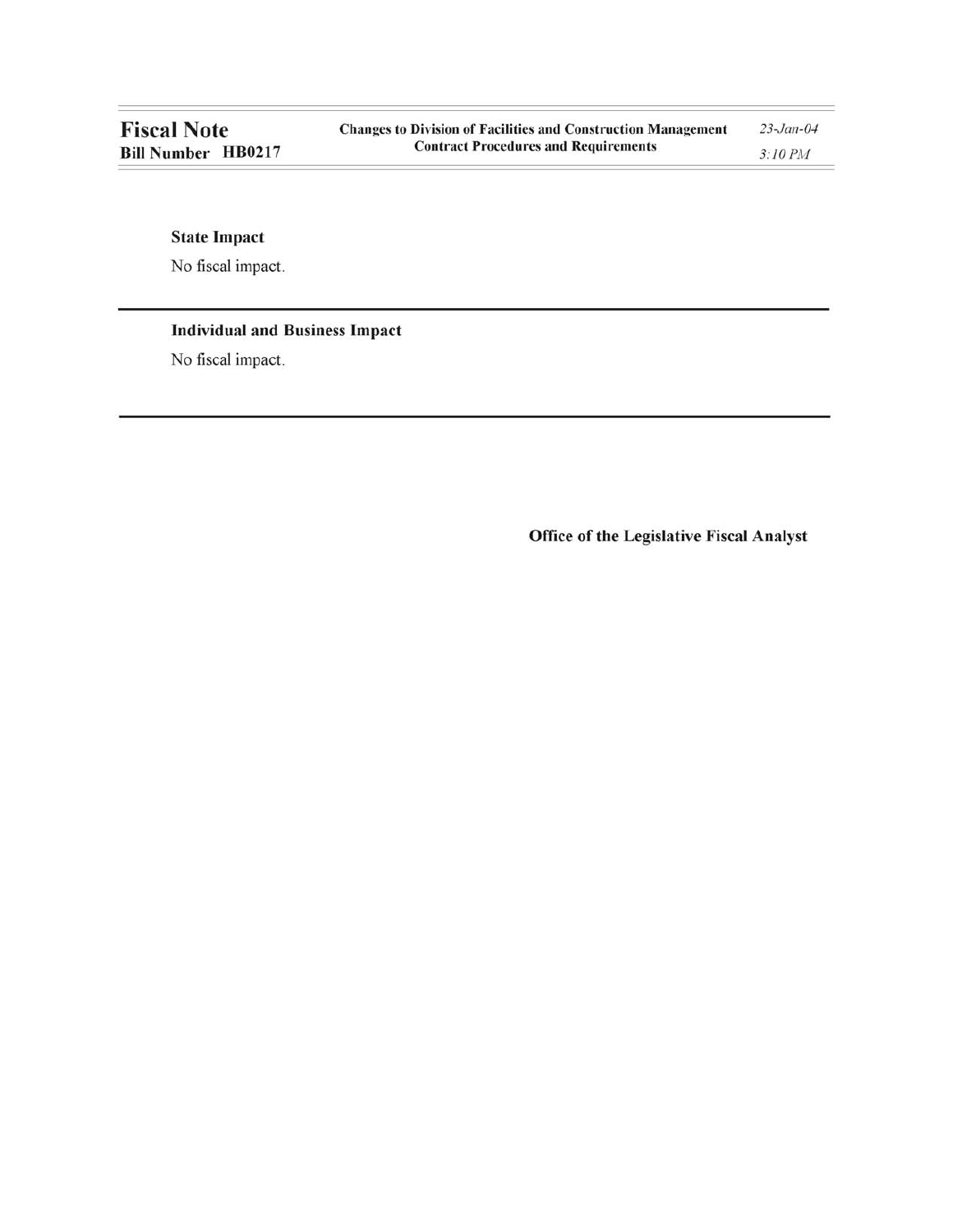# Fiscal Note
**Bill Number HB0217**

**Changes to Division of Facilities and Construction Management Contract Procedures and Requirements**

*23-Jan-04*
*3:10 PM*

---

### State Impact

No fiscal impact.

---

### Individual and Business Impact

No fiscal impact.

---

**Office of the Legislative Fiscal Analyst**